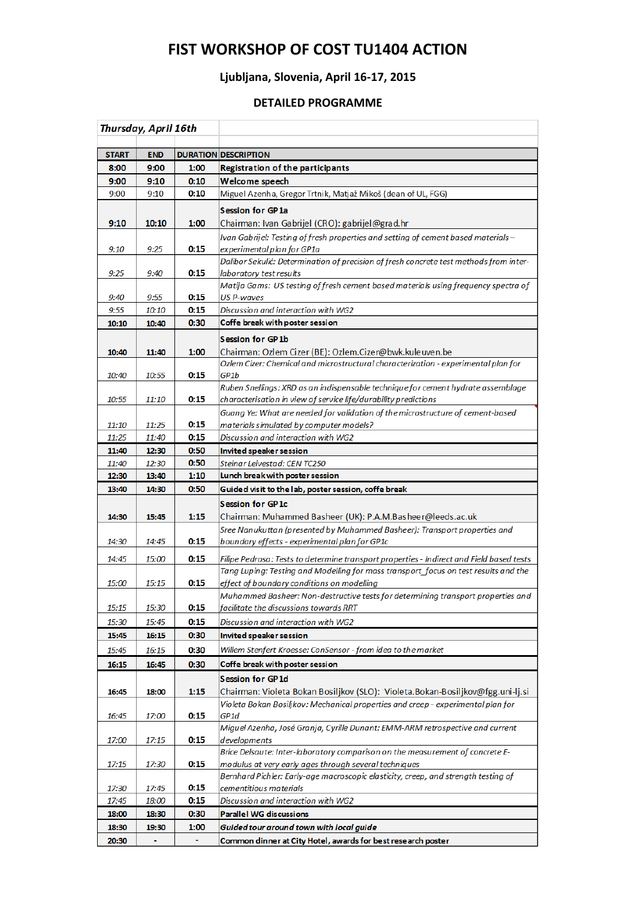# FIST WORKSHOP OF COST TU1404 ACTION

### Ljubljana, Slovenia, April 16-17, 2015

### DETAILED PROGRAMME

| *Thursday, April 16th* | | | |
|---|---|---|---|
| **START** | **END** | **DURATION** | **DESCRIPTION** |
| **8:00** | **9:00** | **1:00** | **Registration of the participants** |
| **9:00** | **9:10** | **0:10** | **Welcome speech** |
| 9:00 | 9:10 | **0:10** | Miguel Azenha, Gregor Trtnik, Matjaž Mikoš (dean of UL, FGG) |
| **9:10** | **10:10** | **1:00** | **Session for GP1a**<br>Chairman: Ivan Gabrijel (CRO): gabrijel@grad.hr |
| *9:10* | *9:25* | **0:15** | *Ivan Gabrijel: Testing of fresh properties and setting of cement based materials – experimental plan for GP1a* |
| *9:25* | *9:40* | **0:15** | *Dalibor Sekulić: Determination of precision of fresh concrete test methods from inter-laboratory test results* |
| *9:40* | *9:55* | **0:15** | *Matija Gams: US testing of fresh cement based materials using frequency spectra of US P-waves* |
| *9:55* | *10:10* | **0:15** | *Discussion and interaction with WG2* |
| **10:10** | **10:40** | **0:30** | **Coffe break with poster session** |
| **10:40** | **11:40** | **1:00** | **Session for GP1b**<br>Chairman: Ozlem Cizer (BE): Ozlem.Cizer@bwk.kuleuven.be |
| *10:40* | *10:55* | **0:15** | *Ozlem Cizer: Chemical and microstructural characterization - experimental plan for GP1b* |
| *10:55* | *11:10* | **0:15** | *Ruben Snellings: XRD as an indispensable technique for cement hydrate assemblage characterisation in view of service life/durability predictions* |
| *11:10* | *11:25* | **0:15** | *Guang Ye: What are needed for validation of the microstructure of cement-based materials simulated by computer models?* |
| *11:25* | *11:40* | **0:15** | *Discussion and interaction with WG2* |
| **11:40** | **12:30** | **0:50** | **Invited speaker session** |
| *11:40* | *12:30* | **0:50** | *Steinar Leivestad: CEN TC250* |
| **12:30** | **13:40** | **1:10** | **Lunch break with poster session** |
| **13:40** | **14:30** | **0:50** | **Guided visit to the lab, poster session, coffe break** |
| **14:30** | **15:45** | **1:15** | **Session for GP1c**<br>Chairman: Muhammed Basheer (UK): P.A.M.Basheer@leeds.ac.uk |
| *14:30* | *14:45* | **0:15** | *Sree Nanukuttan (presented by Muhammed Basheer): Transport properties and boundary effects - experimental plan for GP1c* |
| *14:45* | *15:00* | **0:15** | *Filipe Pedrosa: Tests to determine transport properties - indirect and Field based tests* |
| *15:00* | *15:15* | **0:15** | *Tang Luping: Testing and Modelling for mass transport_focus on test results and the effect of boundary conditions on modelling* |
| *15:15* | *15:30* | **0:15** | *Muhammed Basheer: Non-destructive tests for determining transport properties and facilitate the discussions towards RRT* |
| *15:30* | *15:45* | **0:15** | *Discussion and interaction with WG2* |
| **15:45** | **16:15** | **0:30** | **Invited speaker session** |
| *15:45* | *16:15* | **0:30** | *Willem Stenfert Kroesse: ConSensor - from idea to the market* |
| **16:15** | **16:45** | **0:30** | **Coffe break with poster session** |
| **16:45** | **18:00** | **1:15** | **Session for GP1d**<br>Chairman: Violeta Bokan Bosiljkov (SLO): Violeta.Bokan-Bosiljkov@fgg.uni-lj.si |
| *16:45* | *17:00* | **0:15** | *Violeta Bokan Bosiljkov: Mechanical properties and creep - experimental plan for GP1d* |
| *17:00* | *17:15* | **0:15** | *Miguel Azenha, José Granja, Cyrille Dunant: EMM-ARM retrospective and current developments* |
| *17:15* | *17:30* | **0:15** | *Brice Delsaute: Inter-laboratory comparison on the measurement of concrete E-modulus at very early ages through several techniques* |
| *17:30* | *17:45* | **0:15** | *Bernhard Pichler: Early-age macroscopic elasticity, creep, and strength testing of cementitious materials* |
| *17:45* | *18:00* | **0:15** | *Discussion and interaction with WG2* |
| **18:00** | **18:30** | **0:30** | **Parallel WG discussions** |
| **18:30** | **19:30** | **1:00** | ***Guided tour around town with local guide*** |
| **20:30** | - | - | **Common dinner at City Hotel, awards for best research poster** |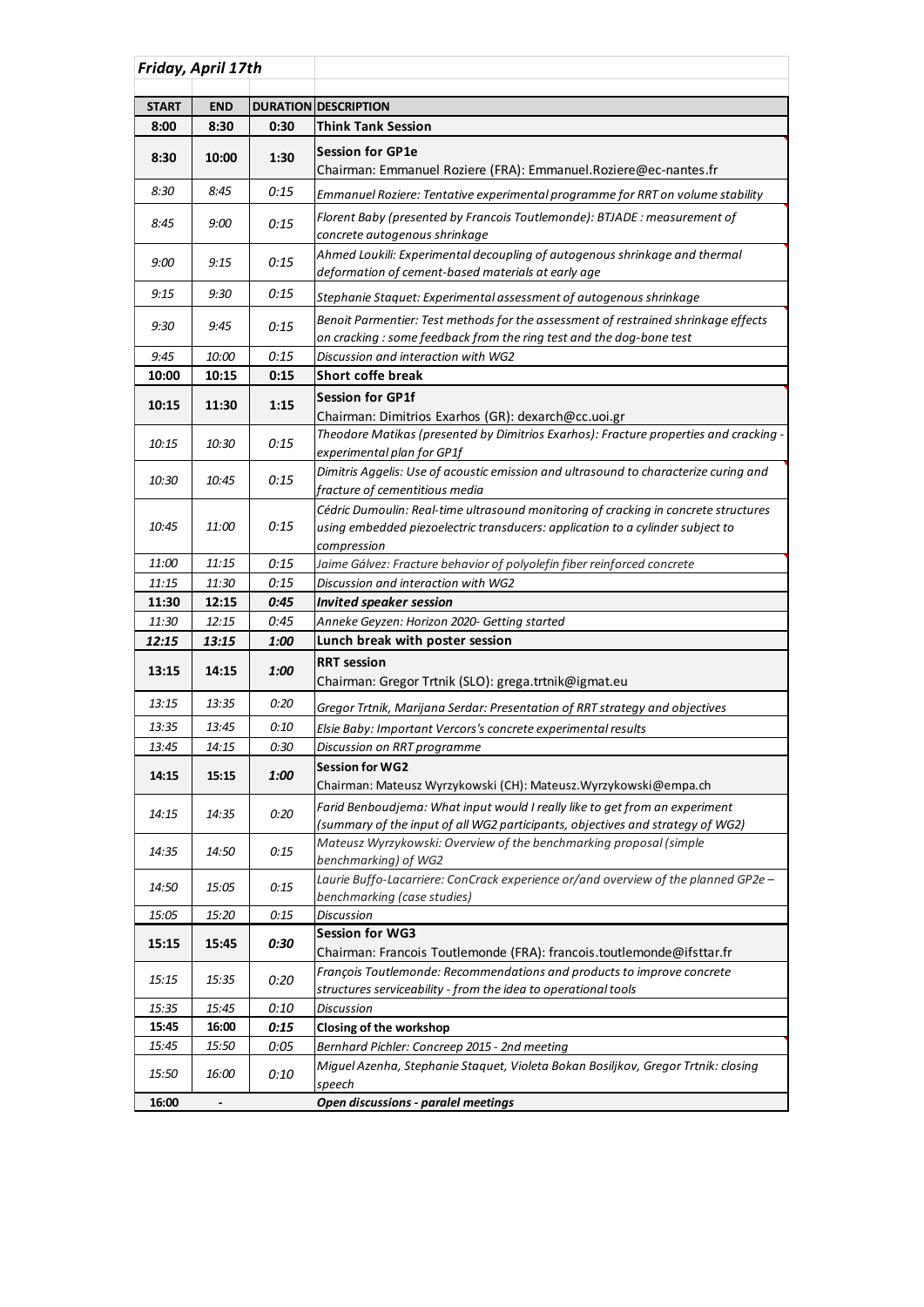***Friday, April 17th***

| START | END | DURATION | DESCRIPTION |
|---|---|---|---|
| **8:00** | **8:30** | **0:30** | **Think Tank Session** |
| **8:30** | **10:00** | **1:30** | **Session for GP1e** Chairman: Emmanuel Roziere (FRA): Emmanuel.Roziere@ec-nantes.fr |
| *8:30* | *8:45* | *0:15* | *Emmanuel Roziere: Tentative experimental programme for RRT on volume stability* |
| *8:45* | *9:00* | *0:15* | *Florent Baby (presented by Francois Toutlemonde): BTJADE : measurement of concrete autogenous shrinkage* |
| *9:00* | *9:15* | *0:15* | *Ahmed Loukili: Experimental decoupling of autogenous shrinkage and thermal deformation of cement-based materials at early age* |
| *9:15* | *9:30* | *0:15* | *Stephanie Staquet: Experimental assessment of autogenous shrinkage* |
| *9:30* | *9:45* | *0:15* | *Benoit Parmentier: Test methods for the assessment of restrained shrinkage effects on cracking : some feedback from the ring test and the dog-bone test* |
| *9:45* | *10:00* | *0:15* | *Discussion and interaction with WG2* |
| **10:00** | **10:15** | **0:15** | **Short coffe break** |
| **10:15** | **11:30** | **1:15** | **Session for GP1f** Chairman: Dimitrios Exarhos (GR): dexarch@cc.uoi.gr |
| *10:15* | *10:30* | *0:15* | *Theodore Matikas (presented by Dimitrios Exarhos): Fracture properties and cracking - experimental plan for GP1f* |
| *10:30* | *10:45* | *0:15* | *Dimitris Aggelis: Use of acoustic emission and ultrasound to characterize curing and fracture of cementitious media* |
| *10:45* | *11:00* | *0:15* | *Cédric Dumoulin: Real-time ultrasound monitoring of cracking in concrete structures using embedded piezoelectric transducers: application to a cylinder subject to compression* |
| *11:00* | *11:15* | *0:15* | *Jaime Gálvez: Fracture behavior of polyolefin fiber reinforced concrete* |
| *11:15* | *11:30* | *0:15* | *Discussion and interaction with WG2* |
| **11:30** | **12:15** | ***0:45*** | ***Invited speaker session*** |
| *11:30* | *12:15* | *0:45* | *Anneke Geyzen: Horizon 2020- Getting started* |
| ***12:15*** | ***13:15*** | ***1:00*** | **Lunch break with poster session** |
| **13:15** | **14:15** | ***1:00*** | **RRT session** Chairman: Gregor Trtnik (SLO): grega.trtnik@igmat.eu |
| *13:15* | *13:35* | *0:20* | *Gregor Trtnik, Marijana Serdar: Presentation of RRT strategy and objectives* |
| *13:35* | *13:45* | *0:10* | *Elsie Baby: Important Vercors's concrete experimental results* |
| *13:45* | *14:15* | *0:30* | *Discussion on RRT programme* |
| **14:15** | **15:15** | ***1:00*** | **Session for WG2** Chairman: Mateusz Wyrzykowski (CH): Mateusz.Wyrzykowski@empa.ch |
| *14:15* | *14:35* | *0:20* | *Farid Benboudjema: What input would I really like to get from an experiment (summary of the input of all WG2 participants, objectives and strategy of WG2)* |
| *14:35* | *14:50* | *0:15* | *Mateusz Wyrzykowski: Overview of the benchmarking proposal (simple benchmarking) of WG2* |
| *14:50* | *15:05* | *0:15* | *Laurie Buffo-Lacarriere: ConCrack experience or/and overview of the planned GP2e – benchmarking (case studies)* |
| *15:05* | *15:20* | *0:15* | *Discussion* |
| **15:15** | **15:45** | ***0:30*** | **Session for WG3** Chairman: Francois Toutlemonde (FRA): francois.toutlemonde@ifsttar.fr |
| *15:15* | *15:35* | *0:20* | *François Toutlemonde: Recommendations and products to improve concrete structures serviceability - from the idea to operational tools* |
| *15:35* | *15:45* | *0:10* | *Discussion* |
| **15:45** | **16:00** | ***0:15*** | **Closing of the workshop** |
| *15:45* | *15:50* | *0:05* | *Bernhard Pichler: Concreep 2015 - 2nd meeting* |
| *15:50* | *16:00* | *0:10* | *Miguel Azenha, Stephanie Staquet, Violeta Bokan Bosiljkov, Gregor Trtnik: closing speech* |
| **16:00** | **-** | | ***Open discussions - paralel meetings*** |